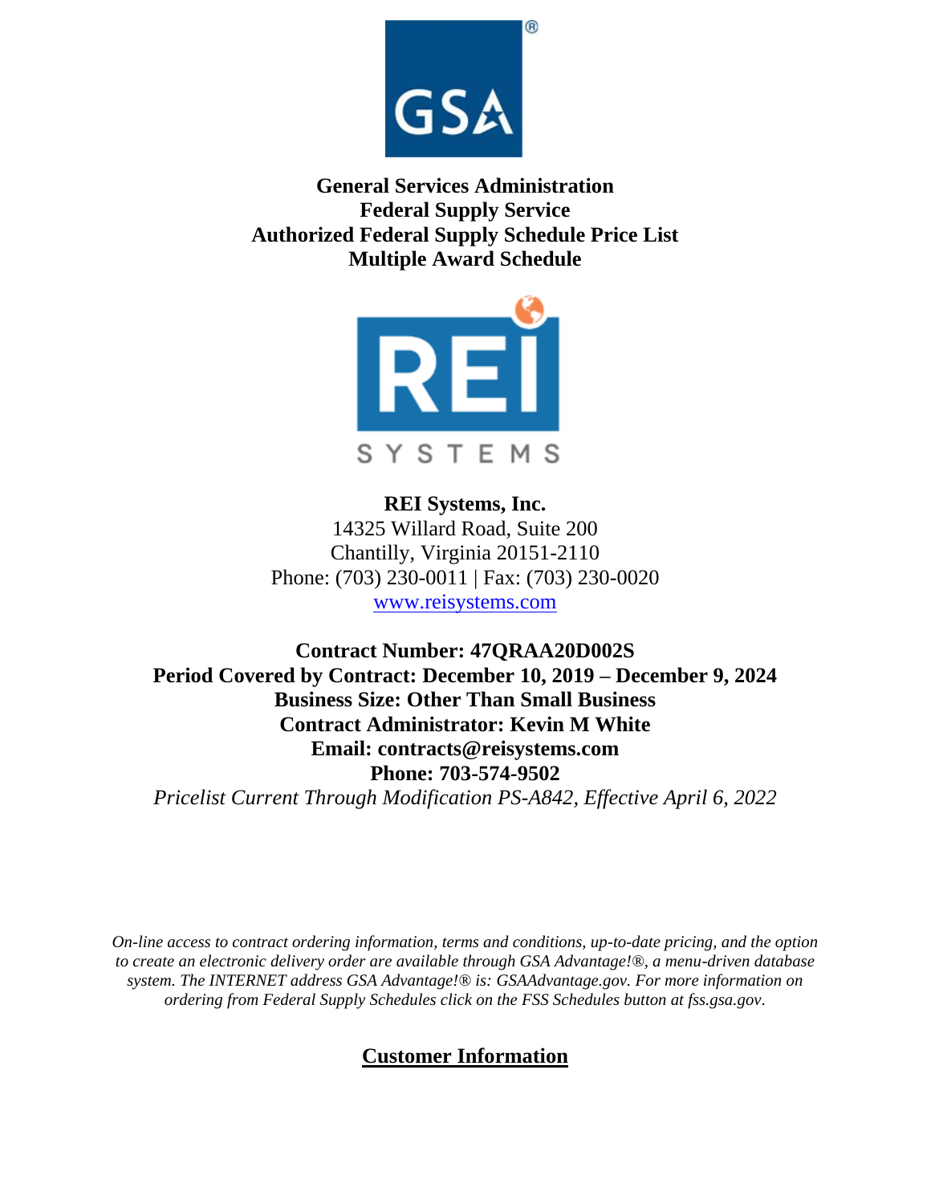**General Services Administration**
**Federal Supply Service**
**Authorized Federal Supply Schedule Price List**
**Multiple Award Schedule**

**REI Systems, Inc.**
14325 Willard Road, Suite 200
Chantilly, Virginia 20151-2110
Phone: (703) 230-0011 | Fax: (703) 230-0020
www.reisystems.com

**Contract Number: 47QRAA20D002S**
**Period Covered by Contract: December 10, 2019 – December 9, 2024**
**Business Size: Other Than Small Business**
**Contract Administrator: Kevin M White**
**Email: contracts@reisystems.com**
**Phone: 703-574-9502**
*Pricelist Current Through Modification PS-A842, Effective April 6, 2022*

*On-line access to contract ordering information, terms and conditions, up-to-date pricing, and the option to create an electronic delivery order are available through GSA Advantage!®, a menu-driven database system. The INTERNET address GSA Advantage!® is: GSAAdvantage.gov. For more information on ordering from Federal Supply Schedules click on the FSS Schedules button at fss.gsa.gov.*

## Customer Information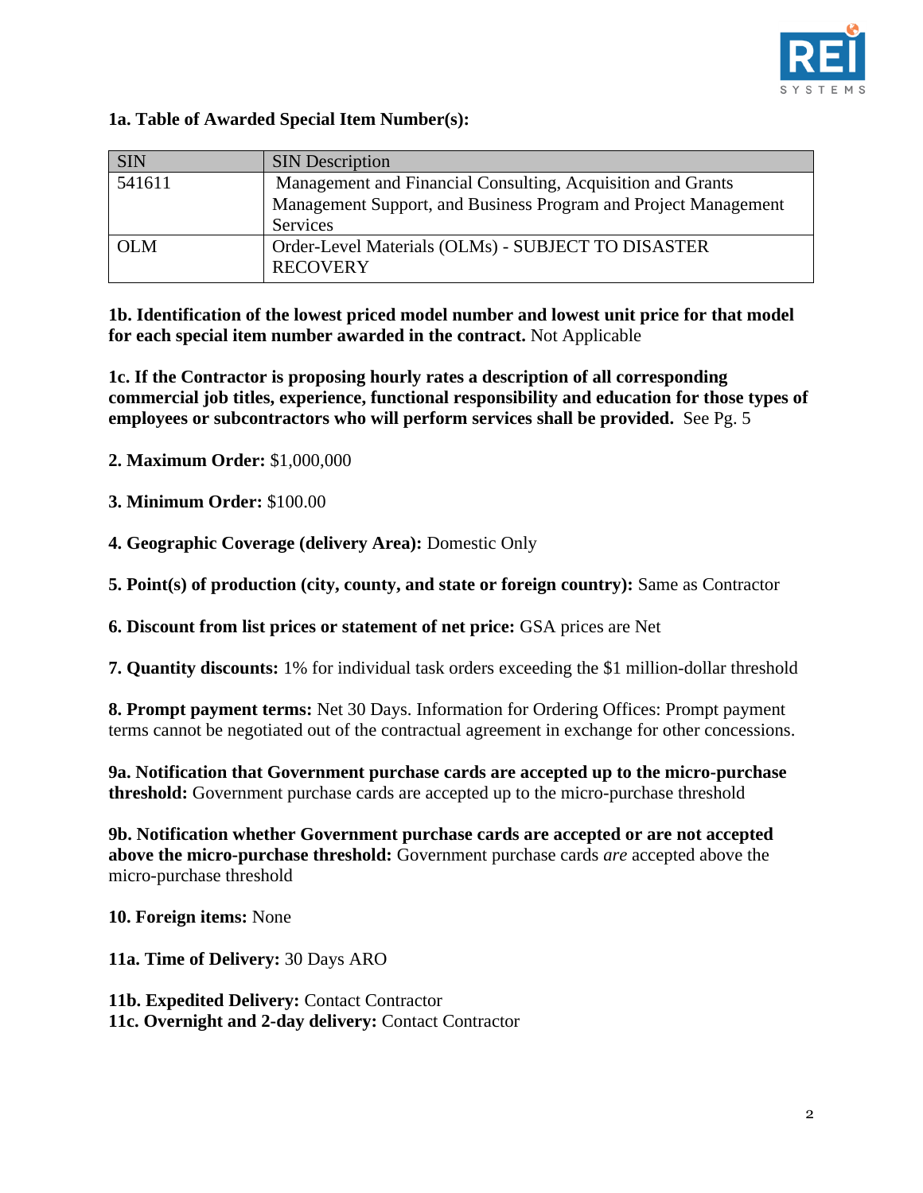**1a. Table of Awarded Special Item Number(s):**

| SIN | SIN Description |
|---|---|
| 541611 | Management and Financial Consulting, Acquisition and Grants Management Support, and Business Program and Project Management Services |
| OLM | Order-Level Materials (OLMs) - SUBJECT TO DISASTER RECOVERY |

**1b. Identification of the lowest priced model number and lowest unit price for that model for each special item number awarded in the contract.** Not Applicable

**1c. If the Contractor is proposing hourly rates a description of all corresponding commercial job titles, experience, functional responsibility and education for those types of employees or subcontractors who will perform services shall be provided.** See Pg. 5

**2. Maximum Order:** $1,000,000

**3. Minimum Order:** $100.00

**4. Geographic Coverage (delivery Area):** Domestic Only

**5. Point(s) of production (city, county, and state or foreign country):** Same as Contractor

**6. Discount from list prices or statement of net price:** GSA prices are Net

**7. Quantity discounts:** 1% for individual task orders exceeding the $1 million-dollar threshold

**8. Prompt payment terms:** Net 30 Days. Information for Ordering Offices: Prompt payment terms cannot be negotiated out of the contractual agreement in exchange for other concessions.

**9a. Notification that Government purchase cards are accepted up to the micro-purchase threshold:** Government purchase cards are accepted up to the micro-purchase threshold

**9b. Notification whether Government purchase cards are accepted or are not accepted above the micro-purchase threshold:** Government purchase cards *are* accepted above the micro-purchase threshold

**10. Foreign items:** None

**11a. Time of Delivery:** 30 Days ARO

**11b. Expedited Delivery:** Contact Contractor
**11c. Overnight and 2-day delivery:** Contact Contractor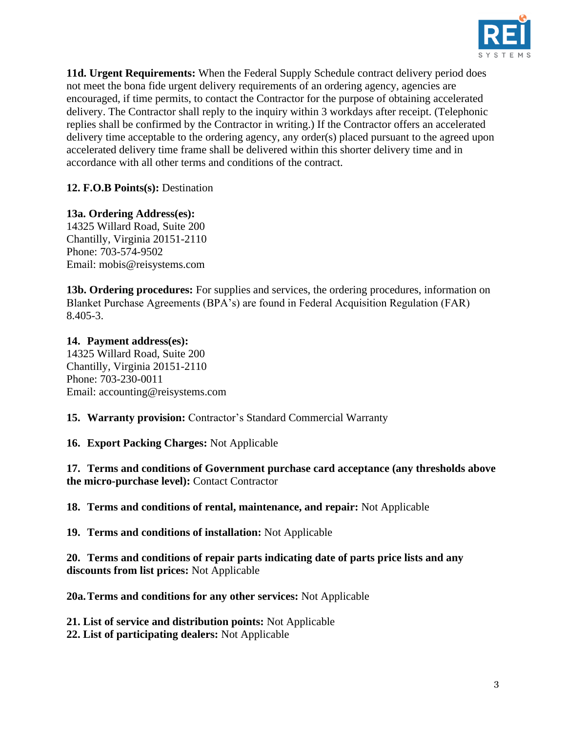**11d. Urgent Requirements:** When the Federal Supply Schedule contract delivery period does not meet the bona fide urgent delivery requirements of an ordering agency, agencies are encouraged, if time permits, to contact the Contractor for the purpose of obtaining accelerated delivery. The Contractor shall reply to the inquiry within 3 workdays after receipt. (Telephonic replies shall be confirmed by the Contractor in writing.) If the Contractor offers an accelerated delivery time acceptable to the ordering agency, any order(s) placed pursuant to the agreed upon accelerated delivery time frame shall be delivered within this shorter delivery time and in accordance with all other terms and conditions of the contract.

**12. F.O.B Points(s):** Destination

**13a. Ordering Address(es):**
14325 Willard Road, Suite 200
Chantilly, Virginia 20151-2110
Phone: 703-574-9502
Email: mobis@reisystems.com

**13b. Ordering procedures:** For supplies and services, the ordering procedures, information on Blanket Purchase Agreements (BPA's) are found in Federal Acquisition Regulation (FAR) 8.405-3.

**14. Payment address(es):**
14325 Willard Road, Suite 200
Chantilly, Virginia 20151-2110
Phone: 703-230-0011
Email: accounting@reisystems.com

**15. Warranty provision:** Contractor's Standard Commercial Warranty

**16. Export Packing Charges:** Not Applicable

**17. Terms and conditions of Government purchase card acceptance (any thresholds above the micro-purchase level):** Contact Contractor

**18. Terms and conditions of rental, maintenance, and repair:** Not Applicable

**19. Terms and conditions of installation:** Not Applicable

**20. Terms and conditions of repair parts indicating date of parts price lists and any discounts from list prices:** Not Applicable

**20a. Terms and conditions for any other services:** Not Applicable

**21. List of service and distribution points:** Not Applicable
**22. List of participating dealers:** Not Applicable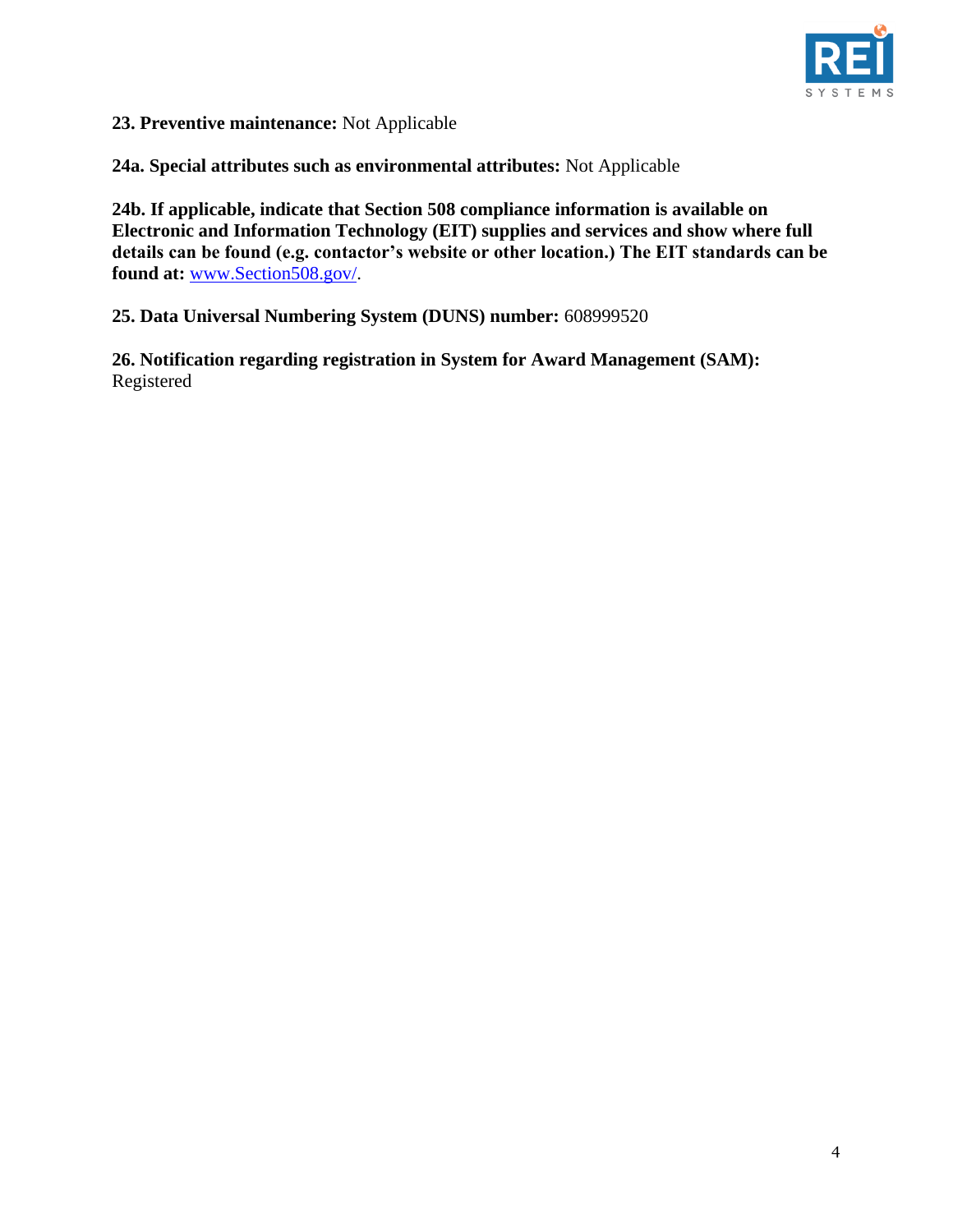**23. Preventive maintenance:** Not Applicable

**24a. Special attributes such as environmental attributes:** Not Applicable

**24b. If applicable, indicate that Section 508 compliance information is available on Electronic and Information Technology (EIT) supplies and services and show where full details can be found (e.g. contactor's website or other location.) The EIT standards can be found at:** www.Section508.gov/.

**25. Data Universal Numbering System (DUNS) number:** 608999520

**26. Notification regarding registration in System for Award Management (SAM):** Registered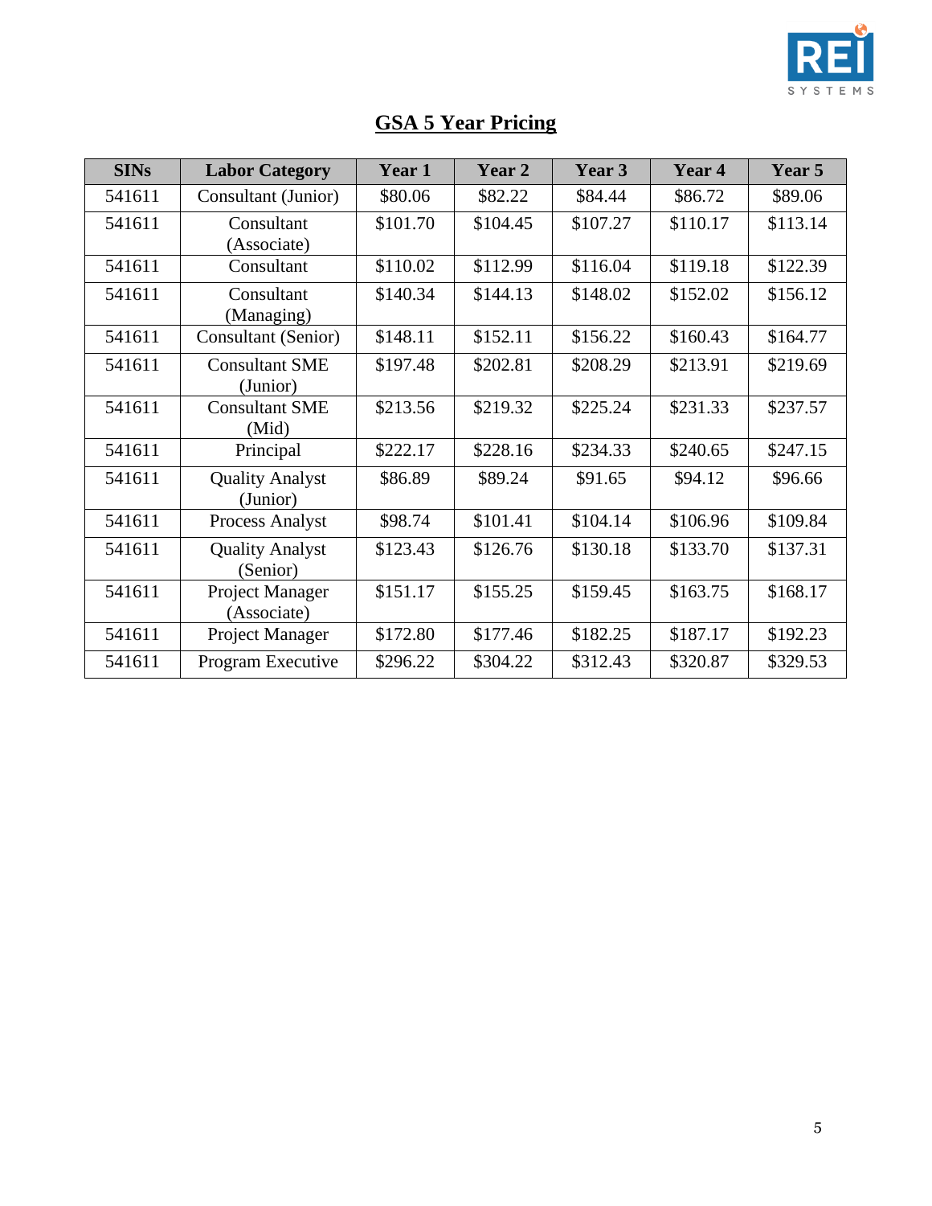# GSA 5 Year Pricing

| SINs | Labor Category | Year 1 | Year 2 | Year 3 | Year 4 | Year 5 |
|---|---|---|---|---|---|---|
| 541611 | Consultant (Junior) | $80.06 | $82.22 | $84.44 | $86.72 | $89.06 |
| 541611 | Consultant (Associate) | $101.70 | $104.45 | $107.27 | $110.17 | $113.14 |
| 541611 | Consultant | $110.02 | $112.99 | $116.04 | $119.18 | $122.39 |
| 541611 | Consultant (Managing) | $140.34 | $144.13 | $148.02 | $152.02 | $156.12 |
| 541611 | Consultant (Senior) | $148.11 | $152.11 | $156.22 | $160.43 | $164.77 |
| 541611 | Consultant SME (Junior) | $197.48 | $202.81 | $208.29 | $213.91 | $219.69 |
| 541611 | Consultant SME (Mid) | $213.56 | $219.32 | $225.24 | $231.33 | $237.57 |
| 541611 | Principal | $222.17 | $228.16 | $234.33 | $240.65 | $247.15 |
| 541611 | Quality Analyst (Junior) | $86.89 | $89.24 | $91.65 | $94.12 | $96.66 |
| 541611 | Process Analyst | $98.74 | $101.41 | $104.14 | $106.96 | $109.84 |
| 541611 | Quality Analyst (Senior) | $123.43 | $126.76 | $130.18 | $133.70 | $137.31 |
| 541611 | Project Manager (Associate) | $151.17 | $155.25 | $159.45 | $163.75 | $168.17 |
| 541611 | Project Manager | $172.80 | $177.46 | $182.25 | $187.17 | $192.23 |
| 541611 | Program Executive | $296.22 | $304.22 | $312.43 | $320.87 | $329.53 |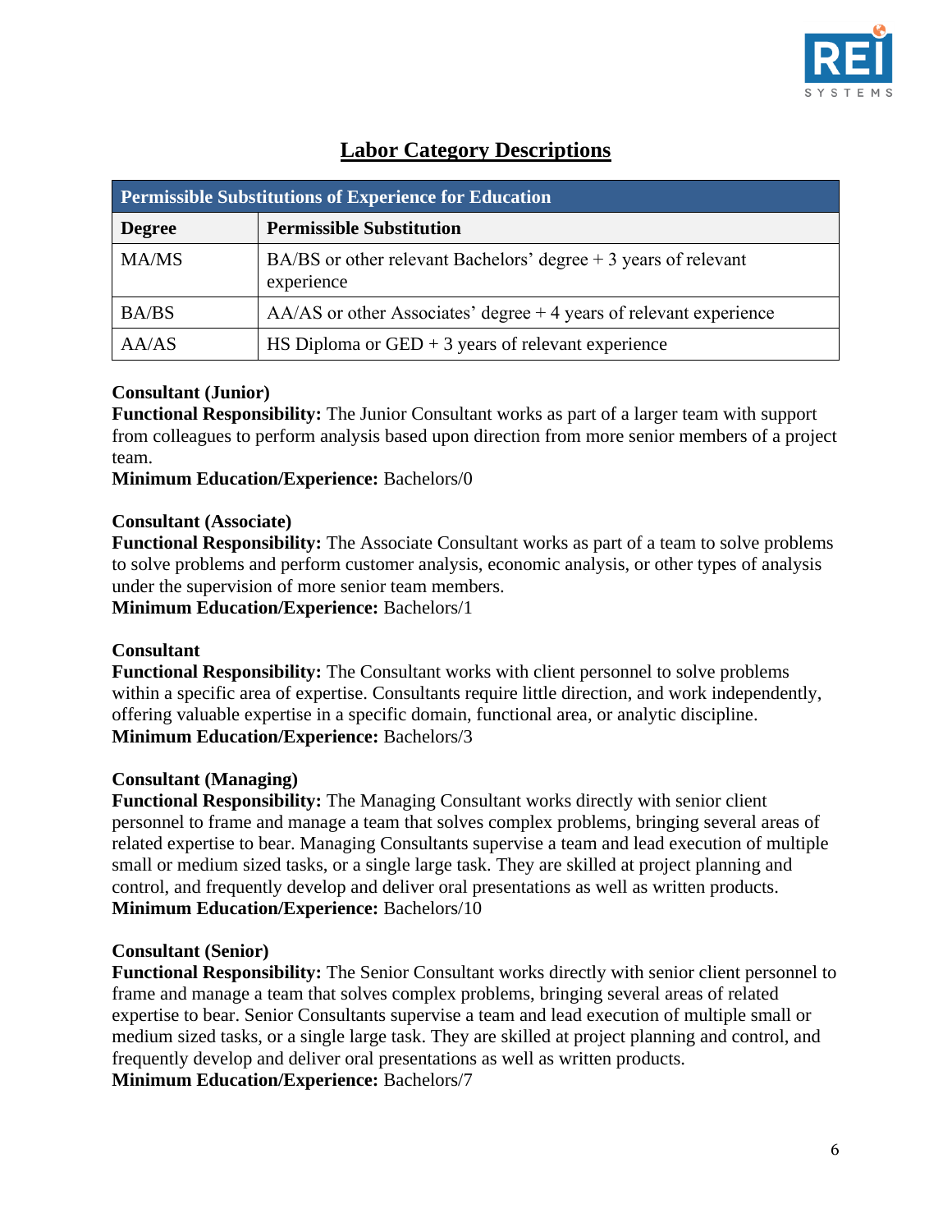## Labor Category Descriptions

| Permissible Substitutions of Experience for Education | |
|---|---|
| **Degree** | **Permissible Substitution** |
| MA/MS | BA/BS or other relevant Bachelors' degree + 3 years of relevant experience |
| BA/BS | AA/AS or other Associates' degree + 4 years of relevant experience |
| AA/AS | HS Diploma or GED + 3 years of relevant experience |

**Consultant (Junior)**
**Functional Responsibility:** The Junior Consultant works as part of a larger team with support from colleagues to perform analysis based upon direction from more senior members of a project team.
**Minimum Education/Experience:** Bachelors/0

**Consultant (Associate)**
**Functional Responsibility:** The Associate Consultant works as part of a team to solve problems to solve problems and perform customer analysis, economic analysis, or other types of analysis under the supervision of more senior team members.
**Minimum Education/Experience:** Bachelors/1

**Consultant**
**Functional Responsibility:** The Consultant works with client personnel to solve problems within a specific area of expertise. Consultants require little direction, and work independently, offering valuable expertise in a specific domain, functional area, or analytic discipline.
**Minimum Education/Experience:** Bachelors/3

**Consultant (Managing)**
**Functional Responsibility:** The Managing Consultant works directly with senior client personnel to frame and manage a team that solves complex problems, bringing several areas of related expertise to bear. Managing Consultants supervise a team and lead execution of multiple small or medium sized tasks, or a single large task. They are skilled at project planning and control, and frequently develop and deliver oral presentations as well as written products.
**Minimum Education/Experience:** Bachelors/10

**Consultant (Senior)**
**Functional Responsibility:** The Senior Consultant works directly with senior client personnel to frame and manage a team that solves complex problems, bringing several areas of related expertise to bear. Senior Consultants supervise a team and lead execution of multiple small or medium sized tasks, or a single large task. They are skilled at project planning and control, and frequently develop and deliver oral presentations as well as written products.
**Minimum Education/Experience:** Bachelors/7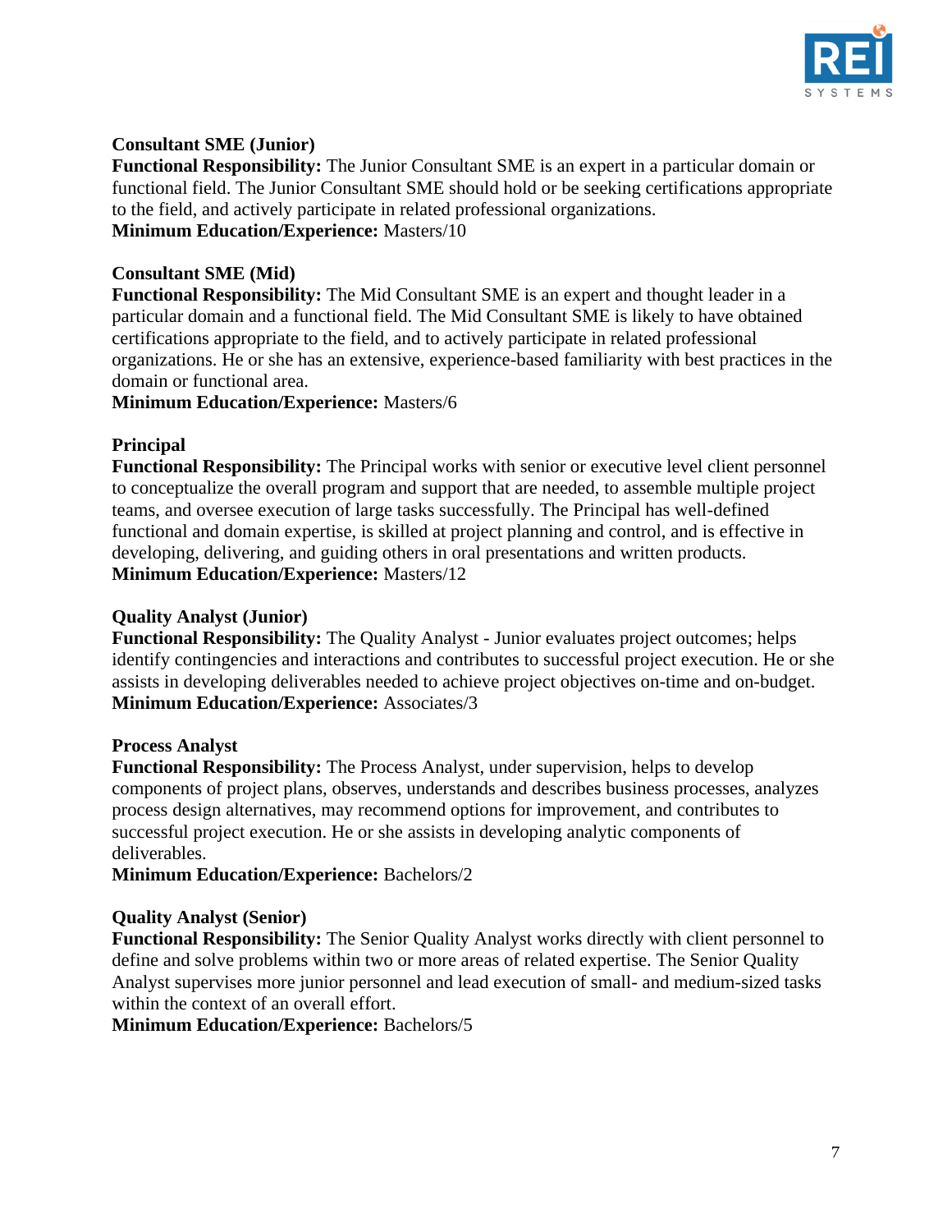**Consultant SME (Junior)**
**Functional Responsibility:** The Junior Consultant SME is an expert in a particular domain or functional field. The Junior Consultant SME should hold or be seeking certifications appropriate to the field, and actively participate in related professional organizations.
**Minimum Education/Experience:** Masters/10

**Consultant SME (Mid)**
**Functional Responsibility:** The Mid Consultant SME is an expert and thought leader in a particular domain and a functional field. The Mid Consultant SME is likely to have obtained certifications appropriate to the field, and to actively participate in related professional organizations. He or she has an extensive, experience-based familiarity with best practices in the domain or functional area.
**Minimum Education/Experience:** Masters/6

**Principal**
**Functional Responsibility:** The Principal works with senior or executive level client personnel to conceptualize the overall program and support that are needed, to assemble multiple project teams, and oversee execution of large tasks successfully. The Principal has well-defined functional and domain expertise, is skilled at project planning and control, and is effective in developing, delivering, and guiding others in oral presentations and written products.
**Minimum Education/Experience:** Masters/12

**Quality Analyst (Junior)**
**Functional Responsibility:** The Quality Analyst - Junior evaluates project outcomes; helps identify contingencies and interactions and contributes to successful project execution. He or she assists in developing deliverables needed to achieve project objectives on-time and on-budget.
**Minimum Education/Experience:** Associates/3

**Process Analyst**
**Functional Responsibility:** The Process Analyst, under supervision, helps to develop components of project plans, observes, understands and describes business processes, analyzes process design alternatives, may recommend options for improvement, and contributes to successful project execution. He or she assists in developing analytic components of deliverables.
**Minimum Education/Experience:** Bachelors/2

**Quality Analyst (Senior)**
**Functional Responsibility:** The Senior Quality Analyst works directly with client personnel to define and solve problems within two or more areas of related expertise. The Senior Quality Analyst supervises more junior personnel and lead execution of small- and medium-sized tasks within the context of an overall effort.
**Minimum Education/Experience:** Bachelors/5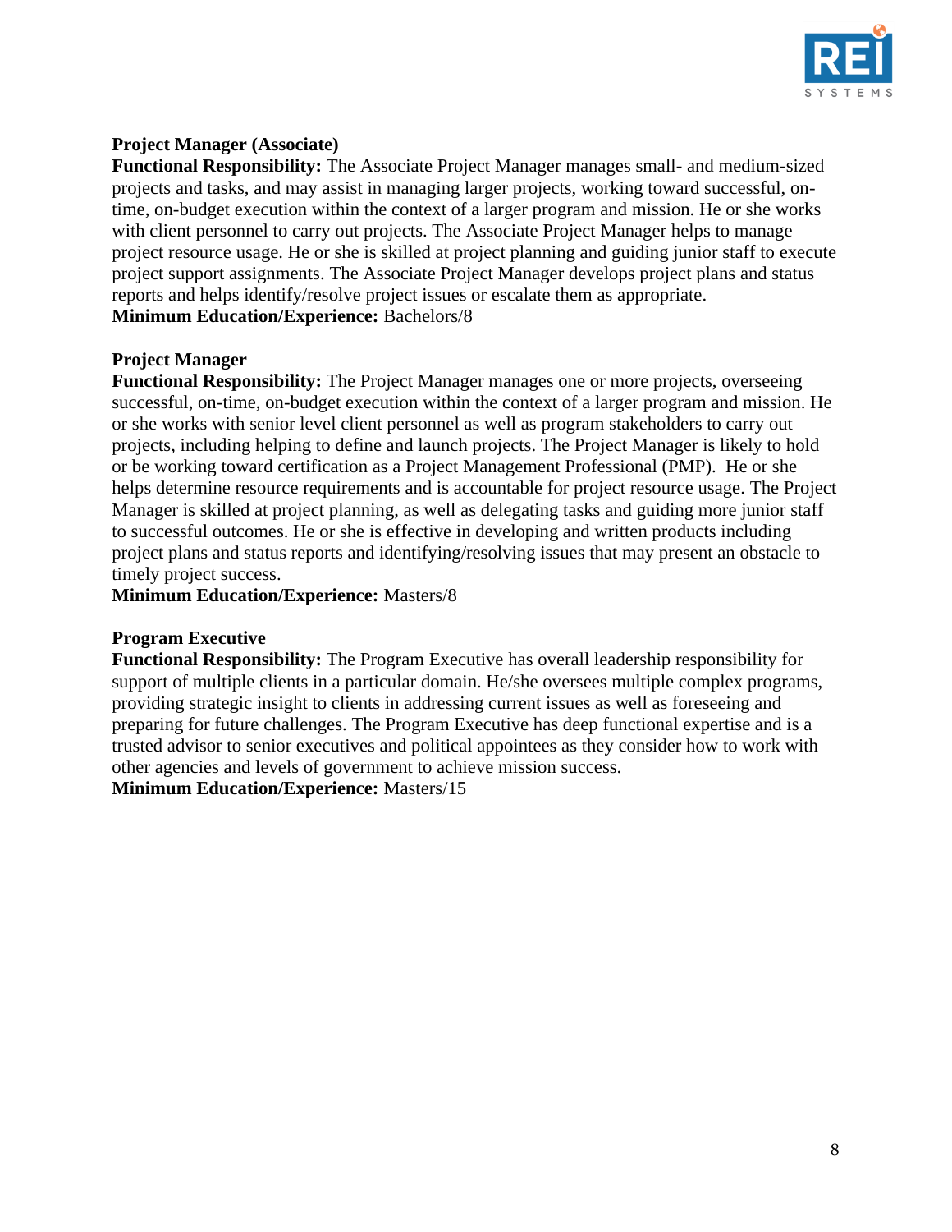**Project Manager (Associate)**
**Functional Responsibility:** The Associate Project Manager manages small- and medium-sized projects and tasks, and may assist in managing larger projects, working toward successful, on-time, on-budget execution within the context of a larger program and mission. He or she works with client personnel to carry out projects. The Associate Project Manager helps to manage project resource usage. He or she is skilled at project planning and guiding junior staff to execute project support assignments. The Associate Project Manager develops project plans and status reports and helps identify/resolve project issues or escalate them as appropriate.
**Minimum Education/Experience:** Bachelors/8

**Project Manager**
**Functional Responsibility:** The Project Manager manages one or more projects, overseeing successful, on-time, on-budget execution within the context of a larger program and mission. He or she works with senior level client personnel as well as program stakeholders to carry out projects, including helping to define and launch projects. The Project Manager is likely to hold or be working toward certification as a Project Management Professional (PMP). He or she helps determine resource requirements and is accountable for project resource usage. The Project Manager is skilled at project planning, as well as delegating tasks and guiding more junior staff to successful outcomes. He or she is effective in developing and written products including project plans and status reports and identifying/resolving issues that may present an obstacle to timely project success.
**Minimum Education/Experience:** Masters/8

**Program Executive**
**Functional Responsibility:** The Program Executive has overall leadership responsibility for support of multiple clients in a particular domain. He/she oversees multiple complex programs, providing strategic insight to clients in addressing current issues as well as foreseeing and preparing for future challenges. The Program Executive has deep functional expertise and is a trusted advisor to senior executives and political appointees as they consider how to work with other agencies and levels of government to achieve mission success.
**Minimum Education/Experience:** Masters/15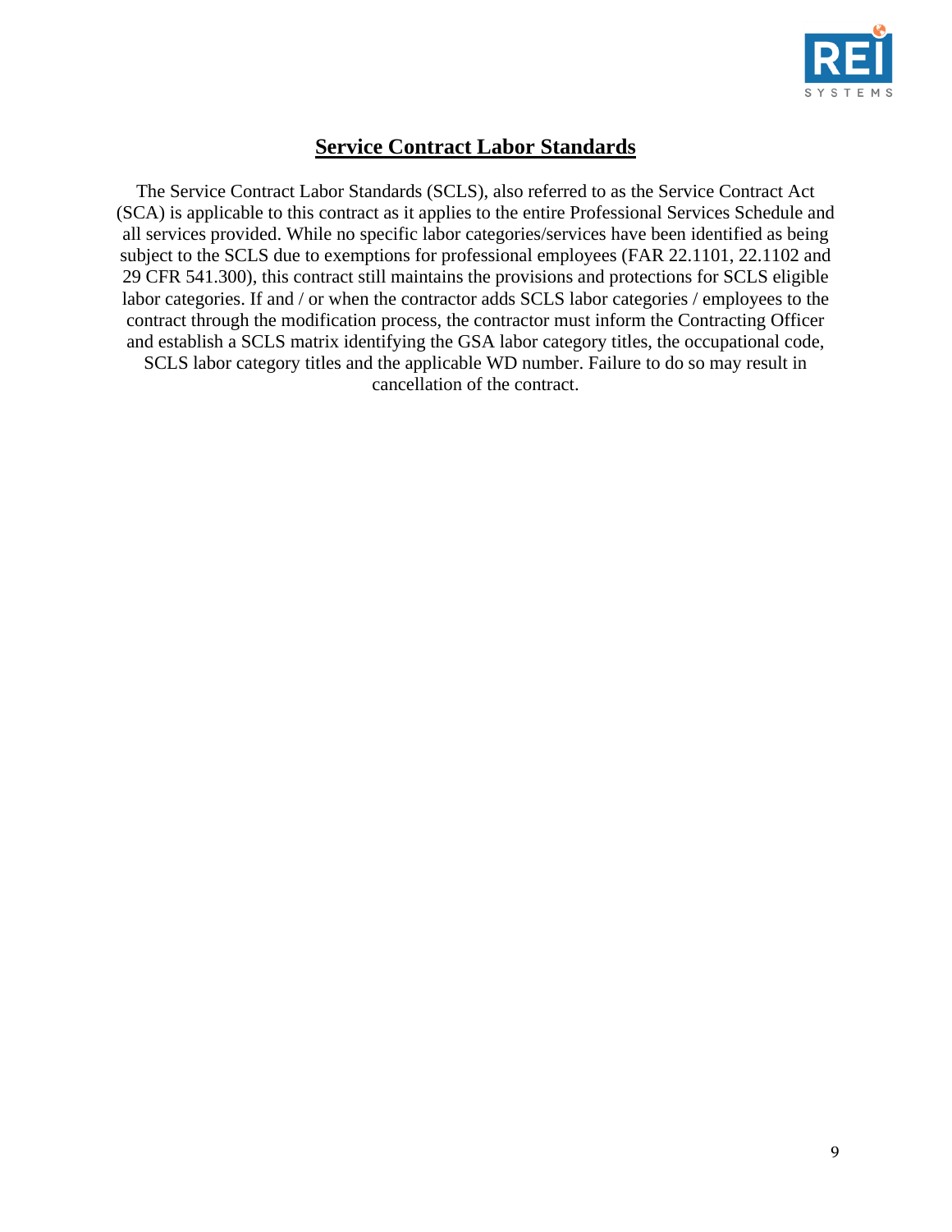## Service Contract Labor Standards

The Service Contract Labor Standards (SCLS), also referred to as the Service Contract Act (SCA) is applicable to this contract as it applies to the entire Professional Services Schedule and all services provided. While no specific labor categories/services have been identified as being subject to the SCLS due to exemptions for professional employees (FAR 22.1101, 22.1102 and 29 CFR 541.300), this contract still maintains the provisions and protections for SCLS eligible labor categories. If and / or when the contractor adds SCLS labor categories / employees to the contract through the modification process, the contractor must inform the Contracting Officer and establish a SCLS matrix identifying the GSA labor category titles, the occupational code, SCLS labor category titles and the applicable WD number. Failure to do so may result in cancellation of the contract.